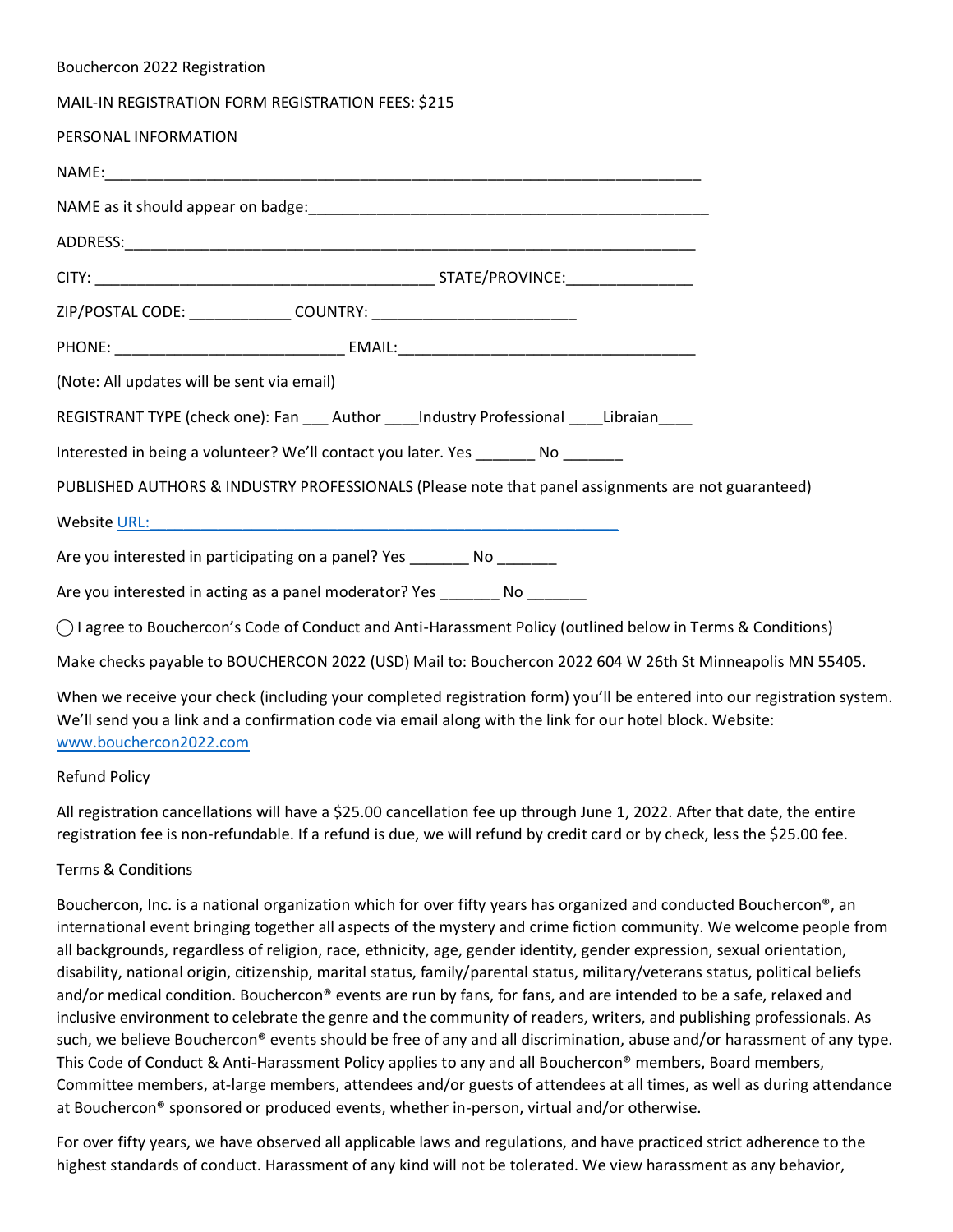Bouchercon 2022 Registration

MAIL-IN REGISTRATION FORM REGISTRATION FEES: $215

PERSONAL INFORMATION

NAME:_______________________________________________________________________

NAME as it should appear on badge:_________________________________________________

ADDRESS:_____________________________________________________________________

CITY: ________________________________________ STATE/PROVINCE:_______________

ZIP/POSTAL CODE: ____________ COUNTRY: ________________________

PHONE: ___________________________ EMAIL:___________________________________

(Note: All updates will be sent via email)

REGISTRANT TYPE (check one): Fan ___ Author ____Industry Professional ____Libraian____

Interested in being a volunteer? We'll contact you later. Yes _______ No _______

PUBLISHED AUTHORS & INDUSTRY PROFESSIONALS (Please note that panel assignments are not guaranteed)

Website URL:_______________________________________________________

Are you interested in participating on a panel? Yes _______ No _______

Are you interested in acting as a panel moderator? Yes _______ No _______

◯ I agree to Bouchercon's Code of Conduct and Anti-Harassment Policy (outlined below in Terms & Conditions)

Make checks payable to BOUCHERCON 2022 (USD) Mail to: Bouchercon 2022 604 W 26th St Minneapolis MN 55405.

When we receive your check (including your completed registration form) you'll be entered into our registration system. We'll send you a link and a confirmation code via email along with the link for our hotel block. Website: www.bouchercon2022.com

Refund Policy

All registration cancellations will have a $25.00 cancellation fee up through June 1, 2022. After that date, the entire registration fee is non-refundable. If a refund is due, we will refund by credit card or by check, less the $25.00 fee.

Terms & Conditions

Bouchercon, Inc. is a national organization which for over fifty years has organized and conducted Bouchercon®, an international event bringing together all aspects of the mystery and crime fiction community. We welcome people from all backgrounds, regardless of religion, race, ethnicity, age, gender identity, gender expression, sexual orientation, disability, national origin, citizenship, marital status, family/parental status, military/veterans status, political beliefs and/or medical condition. Bouchercon® events are run by fans, for fans, and are intended to be a safe, relaxed and inclusive environment to celebrate the genre and the community of readers, writers, and publishing professionals. As such, we believe Bouchercon® events should be free of any and all discrimination, abuse and/or harassment of any type. This Code of Conduct & Anti-Harassment Policy applies to any and all Bouchercon® members, Board members, Committee members, at-large members, attendees and/or guests of attendees at all times, as well as during attendance at Bouchercon® sponsored or produced events, whether in-person, virtual and/or otherwise.

For over fifty years, we have observed all applicable laws and regulations, and have practiced strict adherence to the highest standards of conduct. Harassment of any kind will not be tolerated. We view harassment as any behavior,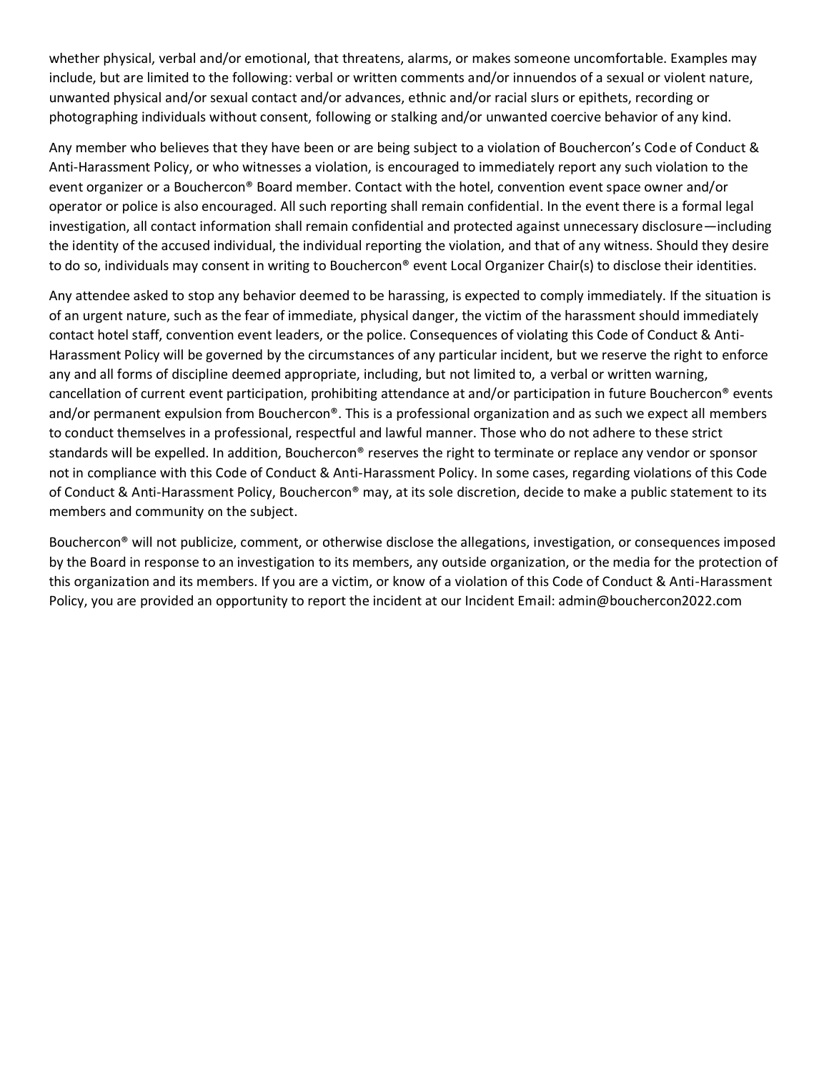whether physical, verbal and/or emotional, that threatens, alarms, or makes someone uncomfortable. Examples may include, but are limited to the following: verbal or written comments and/or innuendos of a sexual or violent nature, unwanted physical and/or sexual contact and/or advances, ethnic and/or racial slurs or epithets, recording or photographing individuals without consent, following or stalking and/or unwanted coercive behavior of any kind.

Any member who believes that they have been or are being subject to a violation of Bouchercon's Code of Conduct & Anti-Harassment Policy, or who witnesses a violation, is encouraged to immediately report any such violation to the event organizer or a Bouchercon® Board member. Contact with the hotel, convention event space owner and/or operator or police is also encouraged. All such reporting shall remain confidential. In the event there is a formal legal investigation, all contact information shall remain confidential and protected against unnecessary disclosure—including the identity of the accused individual, the individual reporting the violation, and that of any witness. Should they desire to do so, individuals may consent in writing to Bouchercon® event Local Organizer Chair(s) to disclose their identities.

Any attendee asked to stop any behavior deemed to be harassing, is expected to comply immediately. If the situation is of an urgent nature, such as the fear of immediate, physical danger, the victim of the harassment should immediately contact hotel staff, convention event leaders, or the police. Consequences of violating this Code of Conduct & Anti-Harassment Policy will be governed by the circumstances of any particular incident, but we reserve the right to enforce any and all forms of discipline deemed appropriate, including, but not limited to, a verbal or written warning, cancellation of current event participation, prohibiting attendance at and/or participation in future Bouchercon® events and/or permanent expulsion from Bouchercon®. This is a professional organization and as such we expect all members to conduct themselves in a professional, respectful and lawful manner. Those who do not adhere to these strict standards will be expelled. In addition, Bouchercon® reserves the right to terminate or replace any vendor or sponsor not in compliance with this Code of Conduct & Anti-Harassment Policy. In some cases, regarding violations of this Code of Conduct & Anti-Harassment Policy, Bouchercon® may, at its sole discretion, decide to make a public statement to its members and community on the subject.

Bouchercon® will not publicize, comment, or otherwise disclose the allegations, investigation, or consequences imposed by the Board in response to an investigation to its members, any outside organization, or the media for the protection of this organization and its members. If you are a victim, or know of a violation of this Code of Conduct & Anti-Harassment Policy, you are provided an opportunity to report the incident at our Incident Email: admin@bouchercon2022.com